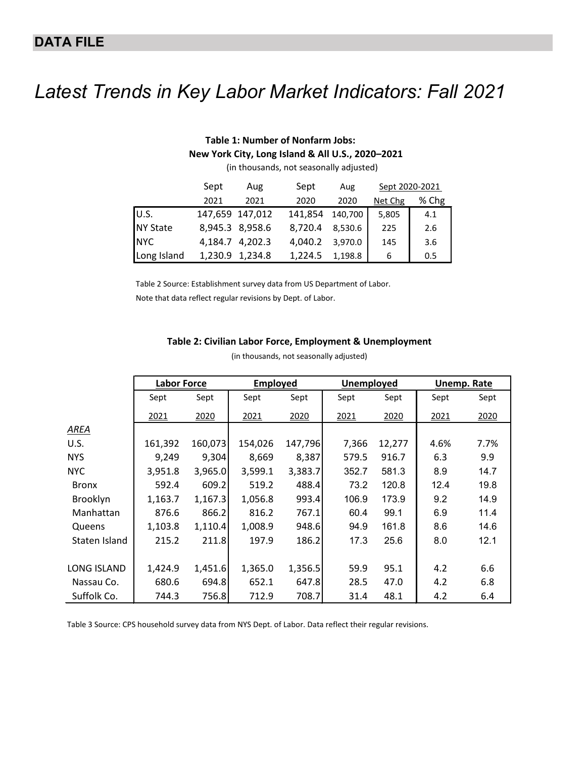**DATA FILE**

# *Latest Trends in Key Labor Market Indicators: Fall 2021*

**Table 1: Number of Nonfarm Jobs: New York City, Long Island & All U.S., 2020–2021**

(in thousands, not seasonally adjusted)

| | Sept 2021 | Aug 2021 | Sept 2020 | Aug 2020 | Sept 2020-2021 Net Chg | % Chg |
|---|---|---|---|---|---|---|
| U.S. | 147,659 | 147,012 | 141,854 | 140,700 | 5,805 | 4.1 |
| NY State | 8,945.3 | 8,958.6 | 8,720.4 | 8,530.6 | 225 | 2.6 |
| NYC | 4,184.7 | 4,202.3 | 4,040.2 | 3,970.0 | 145 | 3.6 |
| Long Island | 1,230.9 | 1,234.8 | 1,224.5 | 1,198.8 | 6 | 0.5 |

Table 2 Source: Establishment survey data from US Department of Labor.

Note that data reflect regular revisions by Dept. of Labor.

**Table 2: Civilian Labor Force, Employment & Unemployment**

(in thousands, not seasonally adjusted)

| | Labor Force | | Employed | | Unemployed | | Unemp. Rate | |
|---|---|---|---|---|---|---|---|---|
| | Sept 2021 | Sept 2020 | Sept 2021 | Sept 2020 | Sept 2021 | Sept 2020 | Sept 2021 | Sept 2020 |
| *AREA* | | | | | | | | |
| U.S. | 161,392 | 160,073 | 154,026 | 147,796 | 7,366 | 12,277 | 4.6% | 7.7% |
| NYS | 9,249 | 9,304 | 8,669 | 8,387 | 579.5 | 916.7 | 6.3 | 9.9 |
| NYC | 3,951.8 | 3,965.0 | 3,599.1 | 3,383.7 | 352.7 | 581.3 | 8.9 | 14.7 |
| Bronx | 592.4 | 609.2 | 519.2 | 488.4 | 73.2 | 120.8 | 12.4 | 19.8 |
| Brooklyn | 1,163.7 | 1,167.3 | 1,056.8 | 993.4 | 106.9 | 173.9 | 9.2 | 14.9 |
| Manhattan | 876.6 | 866.2 | 816.2 | 767.1 | 60.4 | 99.1 | 6.9 | 11.4 |
| Queens | 1,103.8 | 1,110.4 | 1,008.9 | 948.6 | 94.9 | 161.8 | 8.6 | 14.6 |
| Staten Island | 215.2 | 211.8 | 197.9 | 186.2 | 17.3 | 25.6 | 8.0 | 12.1 |
| | | | | | | | | |
| LONG ISLAND | 1,424.9 | 1,451.6 | 1,365.0 | 1,356.5 | 59.9 | 95.1 | 4.2 | 6.6 |
| Nassau Co. | 680.6 | 694.8 | 652.1 | 647.8 | 28.5 | 47.0 | 4.2 | 6.8 |
| Suffolk Co. | 744.3 | 756.8 | 712.9 | 708.7 | 31.4 | 48.1 | 4.2 | 6.4 |

Table 3 Source: CPS household survey data from NYS Dept. of Labor. Data reflect their regular revisions.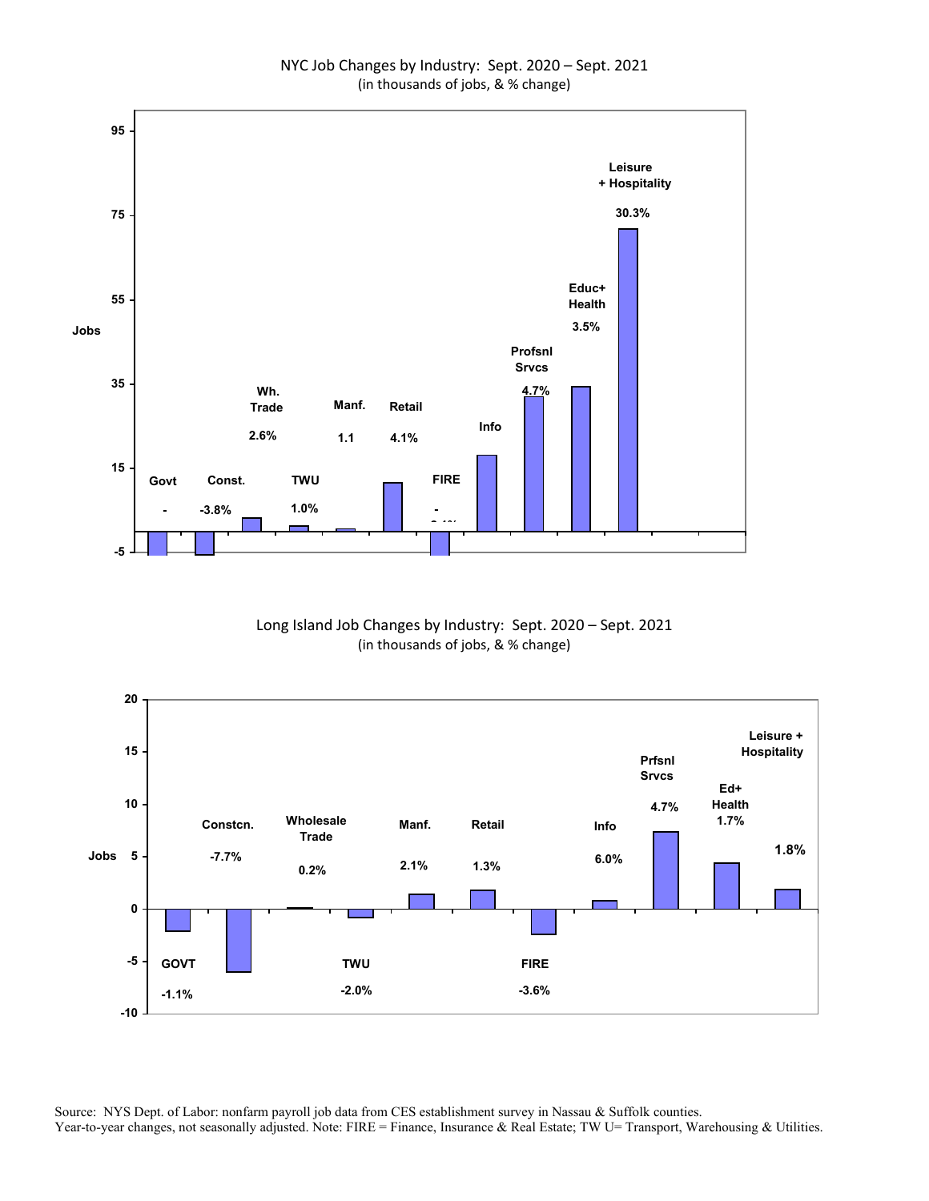NYC Job Changes by Industry: Sept. 2020 – Sept. 2021
(in thousands of jobs, & % change)

Jobs

95
75
55
35
15
-5

Govt -
Const. -3.8%
Wh. Trade 2.6%
TWU 1.0%
Manf. 1.1
Retail 4.1%
FIRE -
Info
Profsnl Srvcs 4.7%
Educ+ Health 3.5%
Leisure + Hospitality 30.3%

Long Island Job Changes by Industry: Sept. 2020 – Sept. 2021
(in thousands of jobs, & % change)

Jobs

20
15
10
5
0
-5
-10

GOVT -1.1%
Constcn. -7.7%
Wholesale Trade 0.2%
TWU -2.0%
Manf. 2.1%
Retail 1.3%
FIRE -3.6%
Info 6.0%
Prfsnl Srvcs 4.7%
Ed+ Health 1.7%
Leisure + Hospitality 1.8%

Source: NYS Dept. of Labor: nonfarm payroll job data from CES establishment survey in Nassau & Suffolk counties.
Year-to-year changes, not seasonally adjusted. Note: FIRE = Finance, Insurance & Real Estate; TW U= Transport, Warehousing & Utilities.